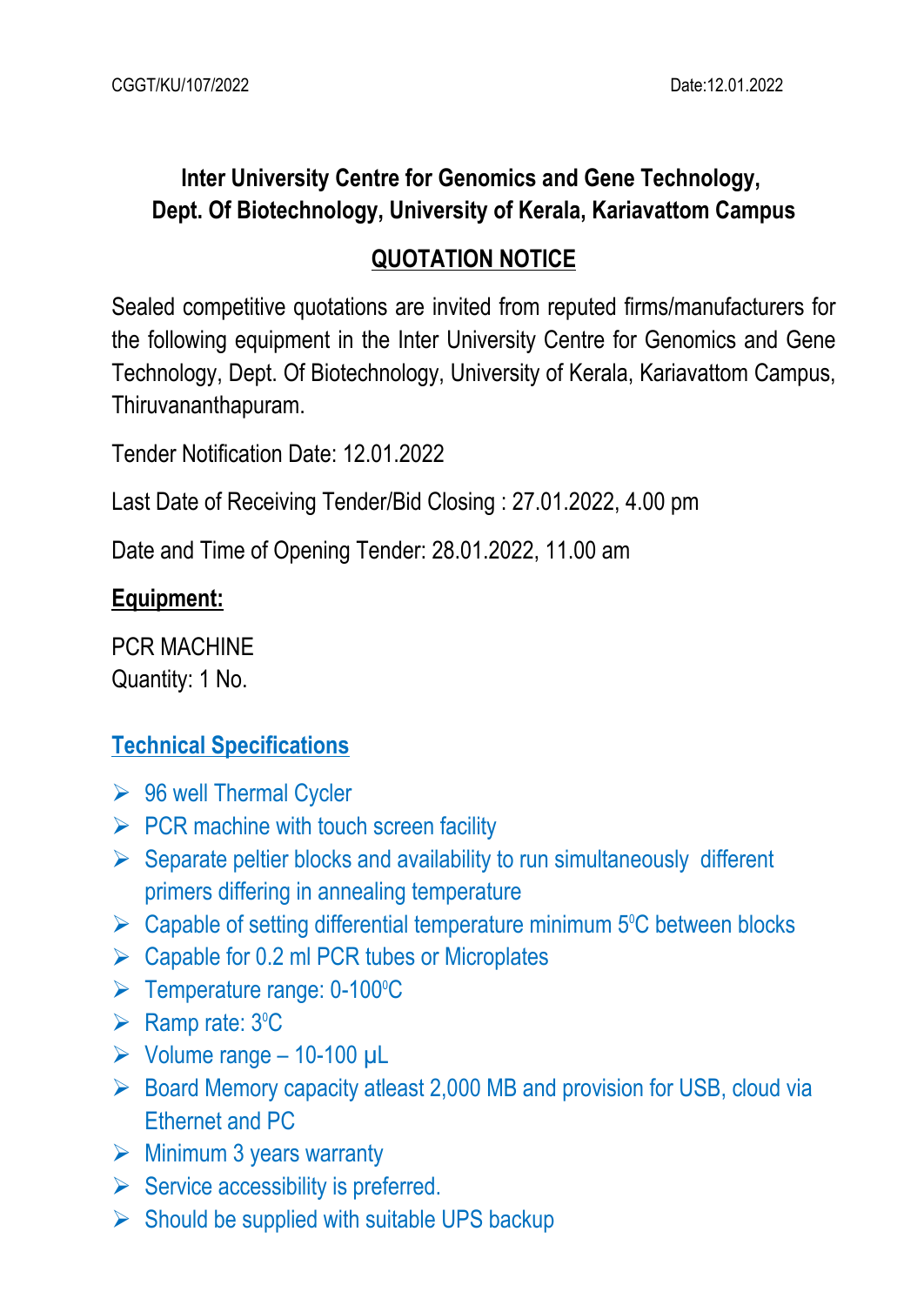CGGT/KU/107/2022 Date:12.01.2022

## Inter University Centre for Genomics and Gene Technology, Dept. Of Biotechnology, University of Kerala, Kariavattom Campus

## QUOTATION NOTICE

Sealed competitive quotations are invited from reputed firms/manufacturers for the following equipment in the Inter University Centre for Genomics and Gene Technology, Dept. Of Biotechnology, University of Kerala, Kariavattom Campus, Thiruvananthapuram.

Tender Notification Date: 12.01.2022

Last Date of Receiving Tender/Bid Closing : 27.01.2022, 4.00 pm

Date and Time of Opening Tender: 28.01.2022, 11.00 am

**Equipment:**

PCR MACHINE
Quantity: 1 No.

### Technical Specifications

- 96 well Thermal Cycler
- PCR machine with touch screen facility
- Separate peltier blocks and availability to run simultaneously different primers differing in annealing temperature
- Capable of setting differential temperature minimum 5⁰C between blocks
- Capable for 0.2 ml PCR tubes or Microplates
- Temperature range: 0-100⁰C
- Ramp rate: 3⁰C
- Volume range – 10-100 µL
- Board Memory capacity atleast 2,000 MB and provision for USB, cloud via Ethernet and PC
- Minimum 3 years warranty
- Service accessibility is preferred.
- Should be supplied with suitable UPS backup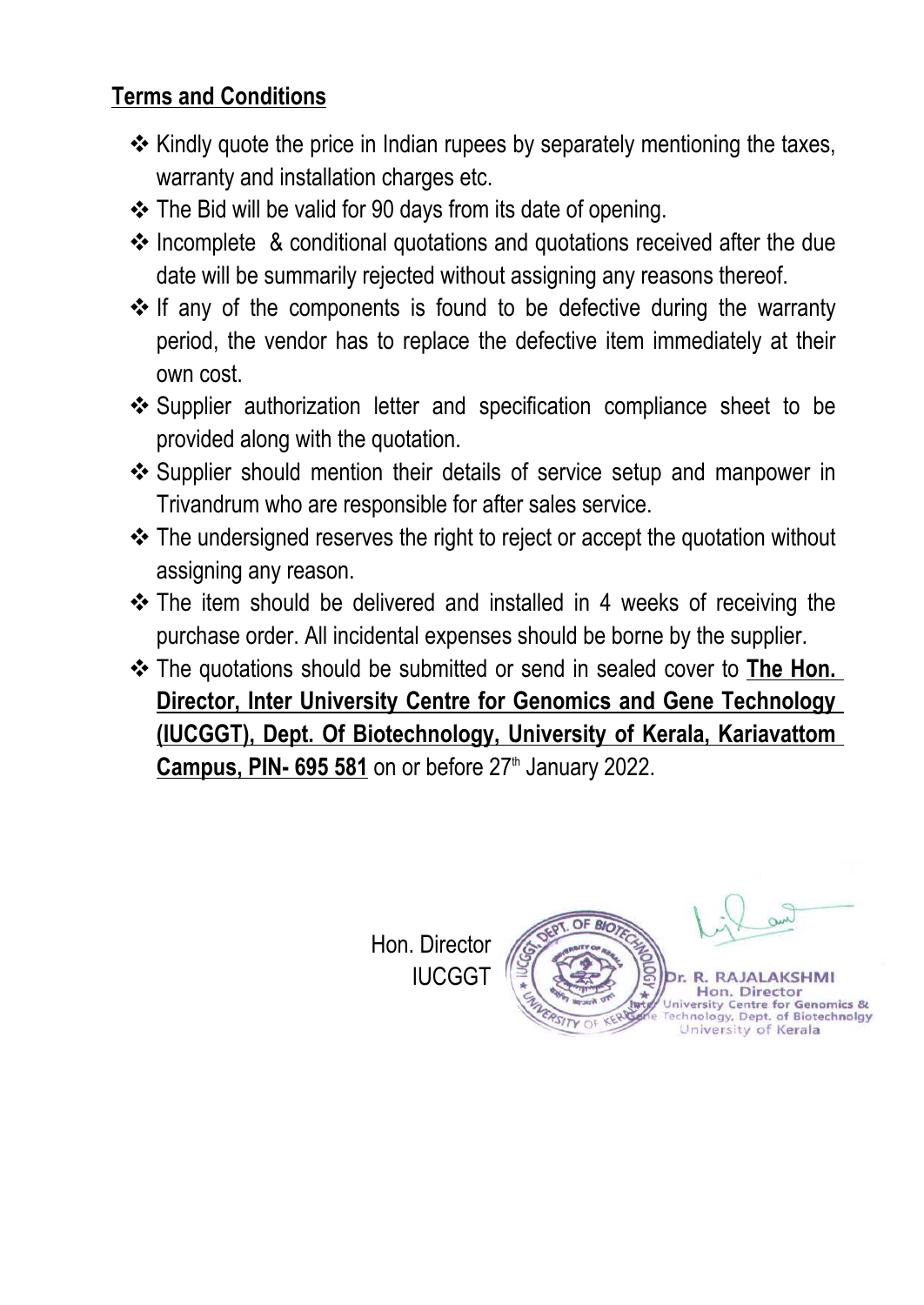**Terms and Conditions**

- ❖ Kindly quote the price in Indian rupees by separately mentioning the taxes, warranty and installation charges etc.
- ❖ The Bid will be valid for 90 days from its date of opening.
- ❖ Incomplete & conditional quotations and quotations received after the due date will be summarily rejected without assigning any reasons thereof.
- ❖ If any of the components is found to be defective during the warranty period, the vendor has to replace the defective item immediately at their own cost.
- ❖ Supplier authorization letter and specification compliance sheet to be provided along with the quotation.
- ❖ Supplier should mention their details of service setup and manpower in Trivandrum who are responsible for after sales service.
- ❖ The undersigned reserves the right to reject or accept the quotation without assigning any reason.
- ❖ The item should be delivered and installed in 4 weeks of receiving the purchase order. All incidental expenses should be borne by the supplier.
- ❖ The quotations should be submitted or send in sealed cover to **The Hon. Director, Inter University Centre for Genomics and Gene Technology (IUCGGT), Dept. Of Biotechnology, University of Kerala, Kariavattom Campus, PIN- 695 581** on or before 27th January 2022.

Hon. Director
IUCGGT

Dr. R. RAJALAKSHMI
Hon. Director
Inter University Centre for Genomics & Gene Technology, Dept. of Biotechnolgy
University of Kerala